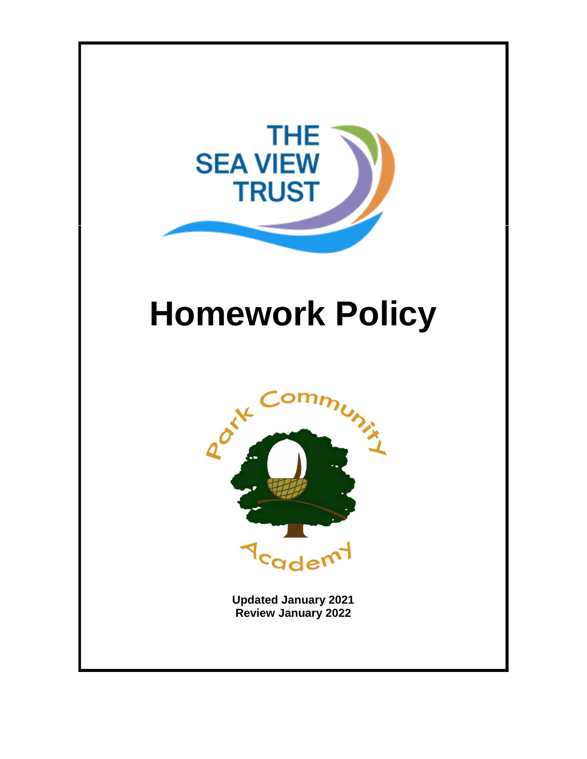THE SEA VIEW TRUST

# Homework Policy

Park Community Academy

**Updated January 2021**
**Review January 2022**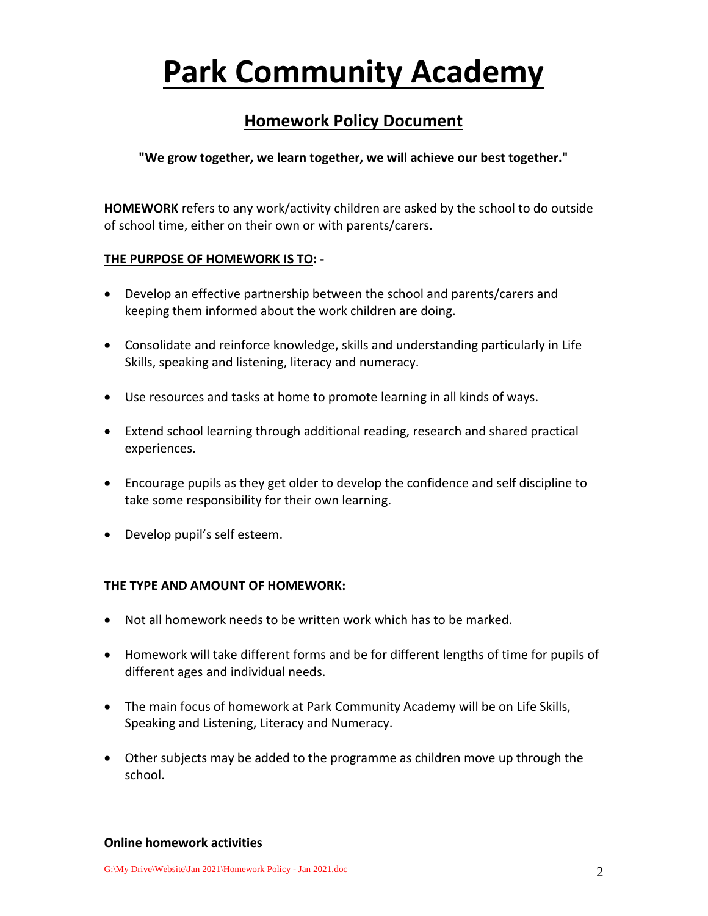# Park Community Academy

## Homework Policy Document

**"We grow together, we learn together, we will achieve our best together."**

**HOMEWORK** refers to any work/activity children are asked by the school to do outside of school time, either on their own or with parents/carers.

**THE PURPOSE OF HOMEWORK IS TO: -**

- Develop an effective partnership between the school and parents/carers and keeping them informed about the work children are doing.
- Consolidate and reinforce knowledge, skills and understanding particularly in Life Skills, speaking and listening, literacy and numeracy.
- Use resources and tasks at home to promote learning in all kinds of ways.
- Extend school learning through additional reading, research and shared practical experiences.
- Encourage pupils as they get older to develop the confidence and self discipline to take some responsibility for their own learning.
- Develop pupil's self esteem.

**THE TYPE AND AMOUNT OF HOMEWORK:**

- Not all homework needs to be written work which has to be marked.
- Homework will take different forms and be for different lengths of time for pupils of different ages and individual needs.
- The main focus of homework at Park Community Academy will be on Life Skills, Speaking and Listening, Literacy and Numeracy.
- Other subjects may be added to the programme as children move up through the school.

**Online homework activities**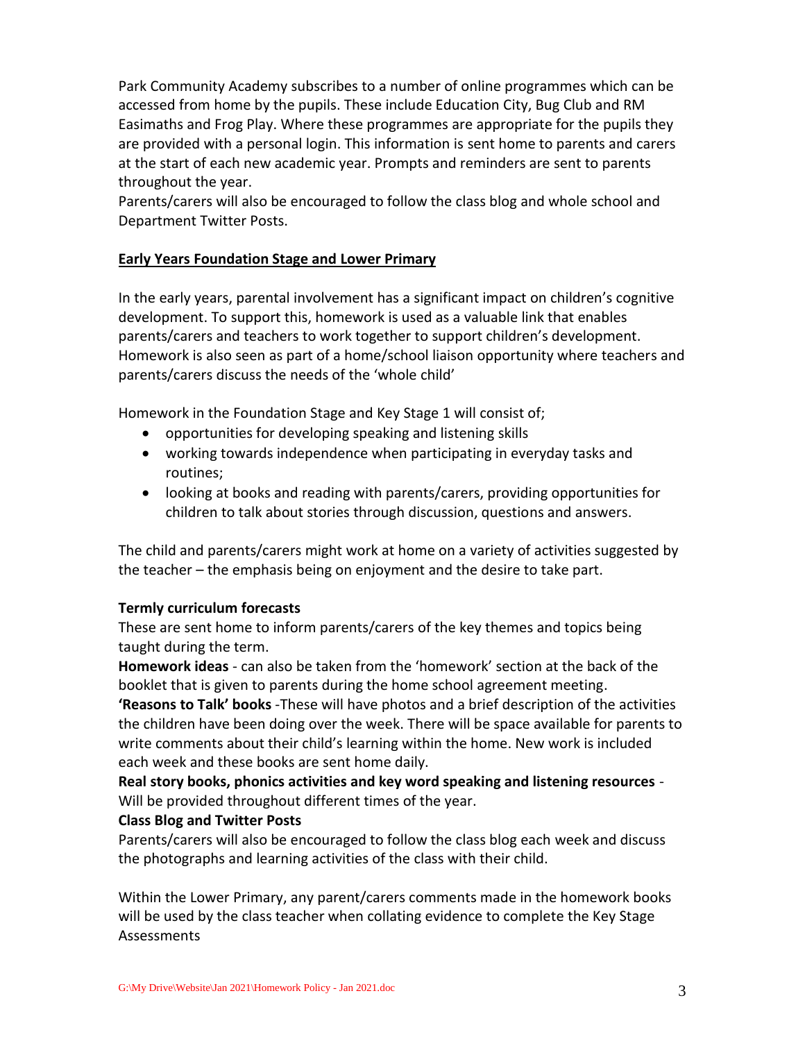Park Community Academy subscribes to a number of online programmes which can be accessed from home by the pupils. These include Education City, Bug Club and RM Easimaths and Frog Play. Where these programmes are appropriate for the pupils they are provided with a personal login. This information is sent home to parents and carers at the start of each new academic year. Prompts and reminders are sent to parents throughout the year.

Parents/carers will also be encouraged to follow the class blog and whole school and Department Twitter Posts.

## Early Years Foundation Stage and Lower Primary

In the early years, parental involvement has a significant impact on children's cognitive development. To support this, homework is used as a valuable link that enables parents/carers and teachers to work together to support children's development. Homework is also seen as part of a home/school liaison opportunity where teachers and parents/carers discuss the needs of the 'whole child'

Homework in the Foundation Stage and Key Stage 1 will consist of;

- opportunities for developing speaking and listening skills
- working towards independence when participating in everyday tasks and routines;
- looking at books and reading with parents/carers, providing opportunities for children to talk about stories through discussion, questions and answers.

The child and parents/carers might work at home on a variety of activities suggested by the teacher – the emphasis being on enjoyment and the desire to take part.

**Termly curriculum forecasts**

These are sent home to inform parents/carers of the key themes and topics being taught during the term.

**Homework ideas** - can also be taken from the 'homework' section at the back of the booklet that is given to parents during the home school agreement meeting.

**'Reasons to Talk' books** -These will have photos and a brief description of the activities the children have been doing over the week. There will be space available for parents to write comments about their child's learning within the home. New work is included each week and these books are sent home daily.

**Real story books, phonics activities and key word speaking and listening resources** - Will be provided throughout different times of the year.

**Class Blog and Twitter Posts**

Parents/carers will also be encouraged to follow the class blog each week and discuss the photographs and learning activities of the class with their child.

Within the Lower Primary, any parent/carers comments made in the homework books will be used by the class teacher when collating evidence to complete the Key Stage Assessments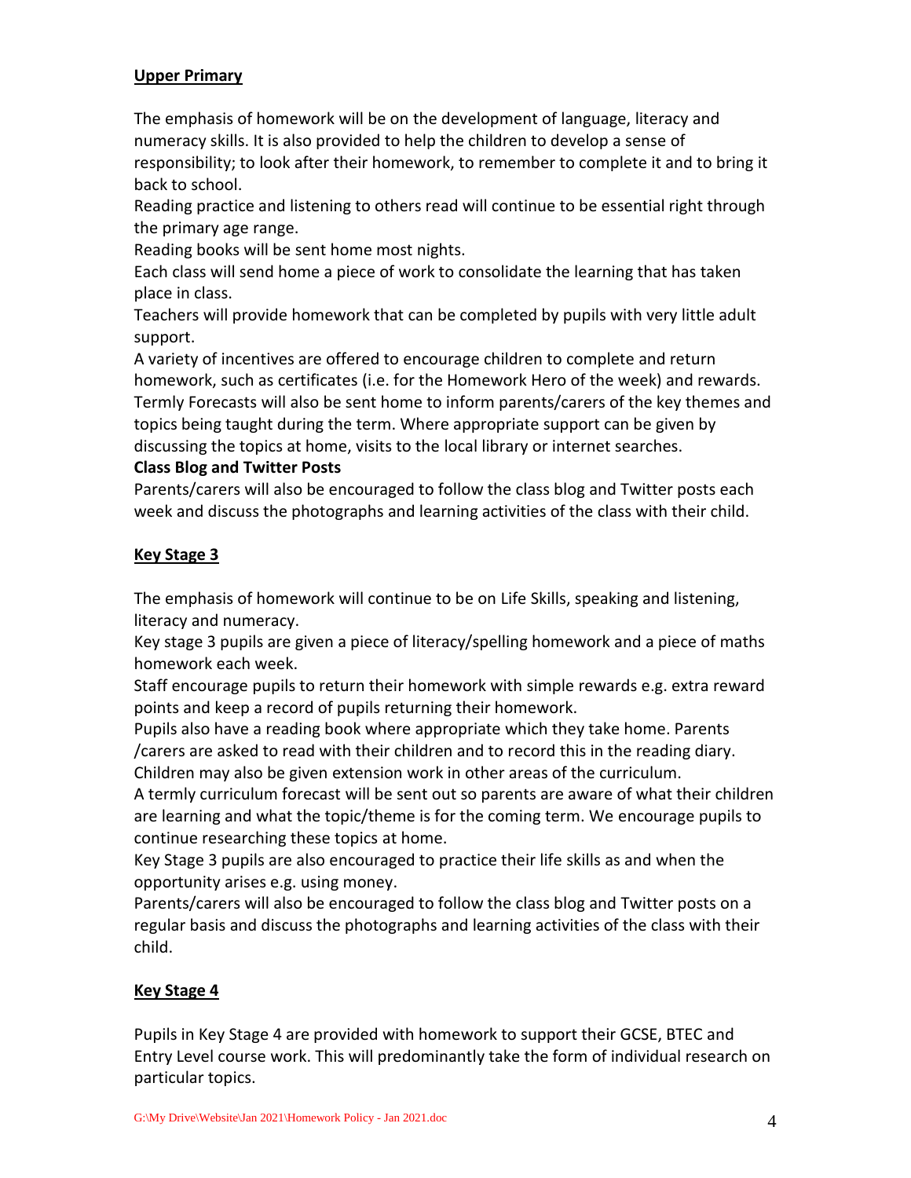## Upper Primary

The emphasis of homework will be on the development of language, literacy and numeracy skills. It is also provided to help the children to develop a sense of responsibility; to look after their homework, to remember to complete it and to bring it back to school.

Reading practice and listening to others read will continue to be essential right through the primary age range.

Reading books will be sent home most nights.

Each class will send home a piece of work to consolidate the learning that has taken place in class.

Teachers will provide homework that can be completed by pupils with very little adult support.

A variety of incentives are offered to encourage children to complete and return homework, such as certificates (i.e. for the Homework Hero of the week) and rewards.

Termly Forecasts will also be sent home to inform parents/carers of the key themes and topics being taught during the term. Where appropriate support can be given by discussing the topics at home, visits to the local library or internet searches.

**Class Blog and Twitter Posts**

Parents/carers will also be encouraged to follow the class blog and Twitter posts each week and discuss the photographs and learning activities of the class with their child.

## Key Stage 3

The emphasis of homework will continue to be on Life Skills, speaking and listening, literacy and numeracy.

Key stage 3 pupils are given a piece of literacy/spelling homework and a piece of maths homework each week.

Staff encourage pupils to return their homework with simple rewards e.g. extra reward points and keep a record of pupils returning their homework.

Pupils also have a reading book where appropriate which they take home. Parents /carers are asked to read with their children and to record this in the reading diary.

Children may also be given extension work in other areas of the curriculum.

A termly curriculum forecast will be sent out so parents are aware of what their children are learning and what the topic/theme is for the coming term. We encourage pupils to continue researching these topics at home.

Key Stage 3 pupils are also encouraged to practice their life skills as and when the opportunity arises e.g. using money.

Parents/carers will also be encouraged to follow the class blog and Twitter posts on a regular basis and discuss the photographs and learning activities of the class with their child.

## Key Stage 4

Pupils in Key Stage 4 are provided with homework to support their GCSE, BTEC and Entry Level course work. This will predominantly take the form of individual research on particular topics.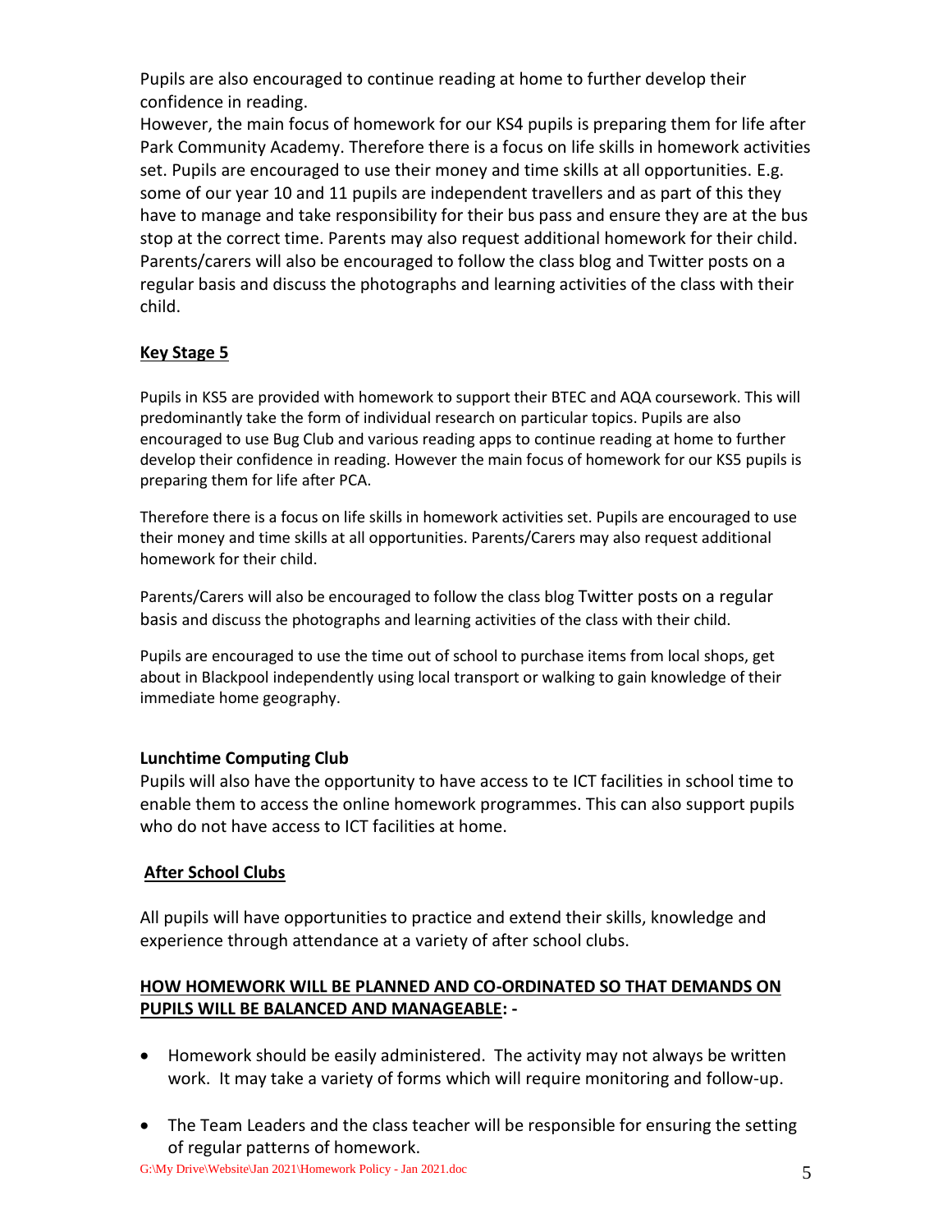Pupils are also encouraged to continue reading at home to further develop their confidence in reading.

However, the main focus of homework for our KS4 pupils is preparing them for life after Park Community Academy. Therefore there is a focus on life skills in homework activities set. Pupils are encouraged to use their money and time skills at all opportunities. E.g. some of our year 10 and 11 pupils are independent travellers and as part of this they have to manage and take responsibility for their bus pass and ensure they are at the bus stop at the correct time. Parents may also request additional homework for their child. Parents/carers will also be encouraged to follow the class blog and Twitter posts on a regular basis and discuss the photographs and learning activities of the class with their child.

## Key Stage 5

Pupils in KS5 are provided with homework to support their BTEC and AQA coursework. This will predominantly take the form of individual research on particular topics. Pupils are also encouraged to use Bug Club and various reading apps to continue reading at home to further develop their confidence in reading. However the main focus of homework for our KS5 pupils is preparing them for life after PCA.

Therefore there is a focus on life skills in homework activities set. Pupils are encouraged to use their money and time skills at all opportunities. Parents/Carers may also request additional homework for their child.

Parents/Carers will also be encouraged to follow the class blog Twitter posts on a regular basis and discuss the photographs and learning activities of the class with their child.

Pupils are encouraged to use the time out of school to purchase items from local shops, get about in Blackpool independently using local transport or walking to gain knowledge of their immediate home geography.

### Lunchtime Computing Club

Pupils will also have the opportunity to have access to te ICT facilities in school time to enable them to access the online homework programmes. This can also support pupils who do not have access to ICT facilities at home.

## After School Clubs

All pupils will have opportunities to practice and extend their skills, knowledge and experience through attendance at a variety of after school clubs.

## HOW HOMEWORK WILL BE PLANNED AND CO-ORDINATED SO THAT DEMANDS ON PUPILS WILL BE BALANCED AND MANAGEABLE: -

- Homework should be easily administered. The activity may not always be written work. It may take a variety of forms which will require monitoring and follow-up.
- The Team Leaders and the class teacher will be responsible for ensuring the setting of regular patterns of homework.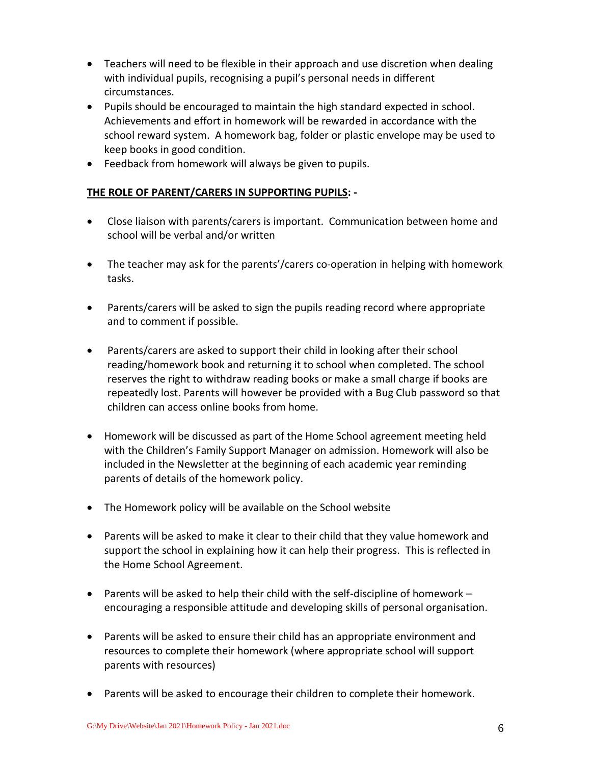- Teachers will need to be flexible in their approach and use discretion when dealing with individual pupils, recognising a pupil's personal needs in different circumstances.
- Pupils should be encouraged to maintain the high standard expected in school. Achievements and effort in homework will be rewarded in accordance with the school reward system. A homework bag, folder or plastic envelope may be used to keep books in good condition.
- Feedback from homework will always be given to pupils.

**<u>THE ROLE OF PARENT/CARERS IN SUPPORTING PUPILS</u>: -**

- Close liaison with parents/carers is important. Communication between home and school will be verbal and/or written

- The teacher may ask for the parents'/carers co-operation in helping with homework tasks.

- Parents/carers will be asked to sign the pupils reading record where appropriate and to comment if possible.

- Parents/carers are asked to support their child in looking after their school reading/homework book and returning it to school when completed. The school reserves the right to withdraw reading books or make a small charge if books are repeatedly lost. Parents will however be provided with a Bug Club password so that children can access online books from home.

- Homework will be discussed as part of the Home School agreement meeting held with the Children's Family Support Manager on admission. Homework will also be included in the Newsletter at the beginning of each academic year reminding parents of details of the homework policy.

- The Homework policy will be available on the School website

- Parents will be asked to make it clear to their child that they value homework and support the school in explaining how it can help their progress. This is reflected in the Home School Agreement.

- Parents will be asked to help their child with the self-discipline of homework – encouraging a responsible attitude and developing skills of personal organisation.

- Parents will be asked to ensure their child has an appropriate environment and resources to complete their homework (where appropriate school will support parents with resources)

- Parents will be asked to encourage their children to complete their homework.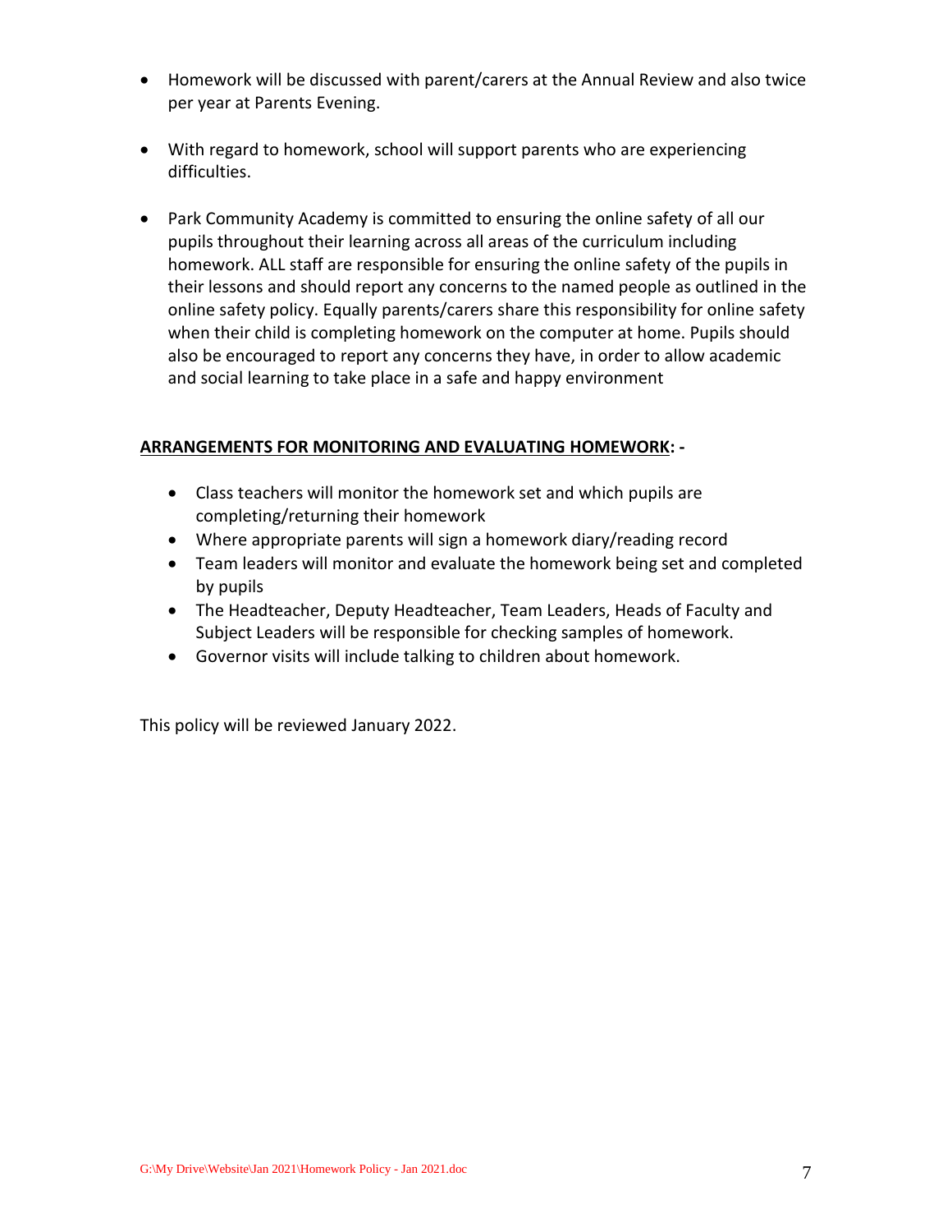- Homework will be discussed with parent/carers at the Annual Review and also twice per year at Parents Evening.

- With regard to homework, school will support parents who are experiencing difficulties.

- Park Community Academy is committed to ensuring the online safety of all our pupils throughout their learning across all areas of the curriculum including homework. ALL staff are responsible for ensuring the online safety of the pupils in their lessons and should report any concerns to the named people as outlined in the online safety policy. Equally parents/carers share this responsibility for online safety when their child is completing homework on the computer at home. Pupils should also be encouraged to report any concerns they have, in order to allow academic and social learning to take place in a safe and happy environment

**ARRANGEMENTS FOR MONITORING AND EVALUATING HOMEWORK: -**

- Class teachers will monitor the homework set and which pupils are completing/returning their homework
- Where appropriate parents will sign a homework diary/reading record
- Team leaders will monitor and evaluate the homework being set and completed by pupils
- The Headteacher, Deputy Headteacher, Team Leaders, Heads of Faculty and Subject Leaders will be responsible for checking samples of homework.
- Governor visits will include talking to children about homework.

This policy will be reviewed January 2022.